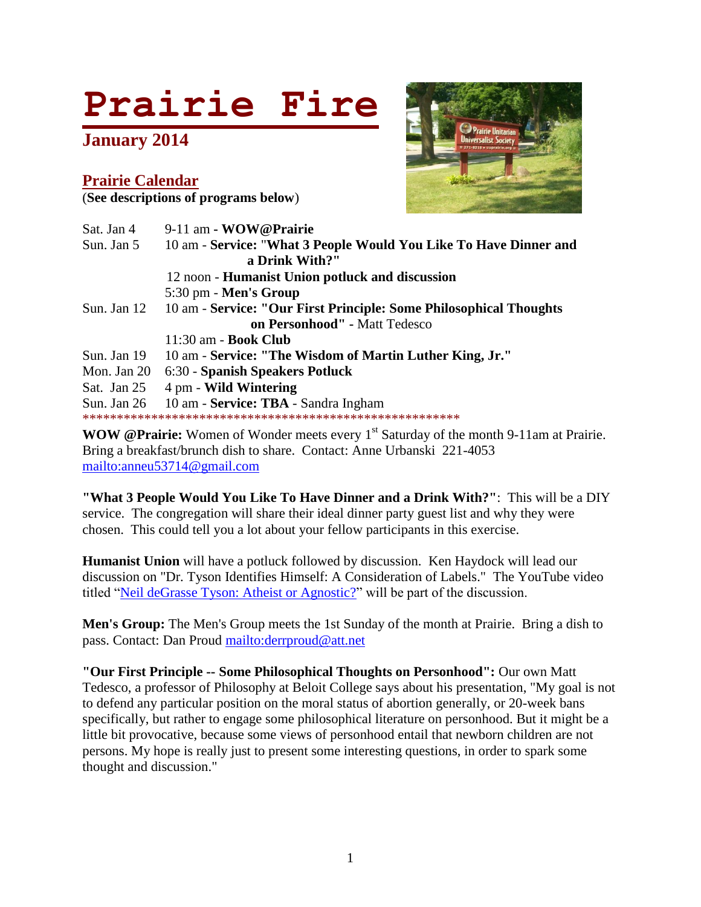# Prairie Fire

## January 2014

## Prairie Calendar

(**See descriptions of programs below**)

| | |
|---|---|
| Sat. Jan 4 | 9-11 am - **WOW@Prairie** |
| Sun. Jan 5 | 10 am - **Service: "What 3 People Would You Like To Have Dinner and a Drink With?"** |
| | 12 noon - **Humanist Union potluck and discussion** |
| | 5:30 pm - **Men's Group** |
| Sun. Jan 12 | 10 am - **Service: "Our First Principle: Some Philosophical Thoughts on Personhood"** - Matt Tedesco |
| | 11:30 am - **Book Club** |
| Sun. Jan 19 | 10 am - **Service: "The Wisdom of Martin Luther King, Jr."** |
| Mon. Jan 20 | 6:30 - **Spanish Speakers Potluck** |
| Sat. Jan 25 | 4 pm - **Wild Wintering** |
| Sun. Jan 26 | 10 am - **Service: TBA** - Sandra Ingham |

**********************************************************

**WOW @Prairie:** Women of Wonder meets every 1st Saturday of the month 9-11am at Prairie. Bring a breakfast/brunch dish to share. Contact: Anne Urbanski 221-4053 mailto:anneu53714@gmail.com

**"What 3 People Would You Like To Have Dinner and a Drink With?"**: This will be a DIY service. The congregation will share their ideal dinner party guest list and why they were chosen. This could tell you a lot about your fellow participants in this exercise.

**Humanist Union** will have a potluck followed by discussion. Ken Haydock will lead our discussion on "Dr. Tyson Identifies Himself: A Consideration of Labels." The YouTube video titled "Neil deGrasse Tyson: Atheist or Agnostic?" will be part of the discussion.

**Men's Group:** The Men's Group meets the 1st Sunday of the month at Prairie. Bring a dish to pass. Contact: Dan Proud mailto:derrproud@att.net

**"Our First Principle -- Some Philosophical Thoughts on Personhood":** Our own Matt Tedesco, a professor of Philosophy at Beloit College says about his presentation, "My goal is not to defend any particular position on the moral status of abortion generally, or 20-week bans specifically, but rather to engage some philosophical literature on personhood. But it might be a little bit provocative, because some views of personhood entail that newborn children are not persons. My hope is really just to present some interesting questions, in order to spark some thought and discussion."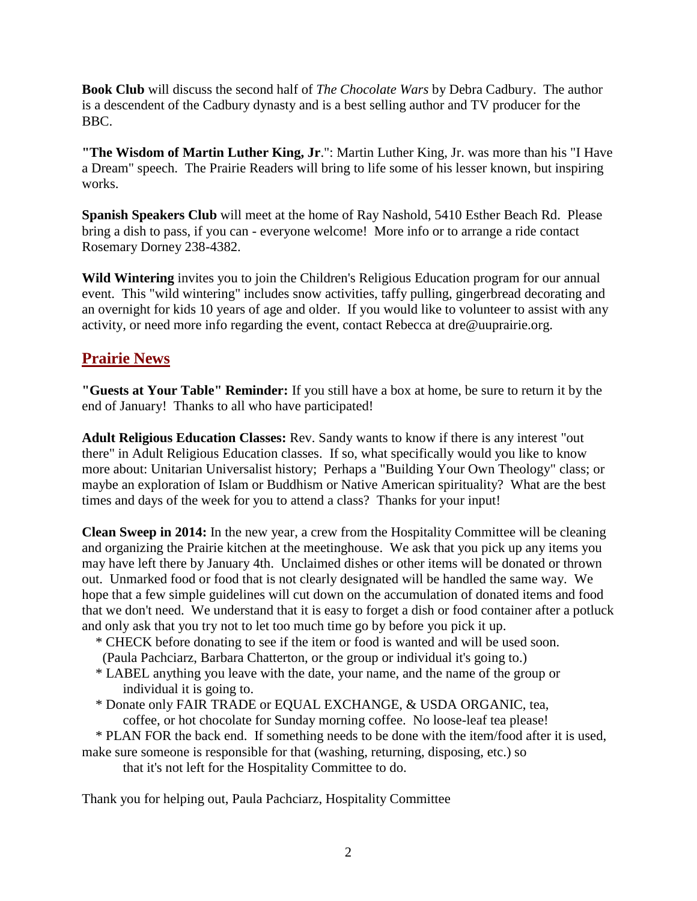**Book Club** will discuss the second half of *The Chocolate Wars* by Debra Cadbury. The author is a descendent of the Cadbury dynasty and is a best selling author and TV producer for the BBC.

**"The Wisdom of Martin Luther King, Jr**.": Martin Luther King, Jr. was more than his "I Have a Dream" speech. The Prairie Readers will bring to life some of his lesser known, but inspiring works.

**Spanish Speakers Club** will meet at the home of Ray Nashold, 5410 Esther Beach Rd. Please bring a dish to pass, if you can - everyone welcome! More info or to arrange a ride contact Rosemary Dorney 238-4382.

**Wild Wintering** invites you to join the Children's Religious Education program for our annual event. This "wild wintering" includes snow activities, taffy pulling, gingerbread decorating and an overnight for kids 10 years of age and older. If you would like to volunteer to assist with any activity, or need more info regarding the event, contact Rebecca at dre@uuprairie.org.

## Prairie News

**"Guests at Your Table" Reminder:** If you still have a box at home, be sure to return it by the end of January! Thanks to all who have participated!

**Adult Religious Education Classes:** Rev. Sandy wants to know if there is any interest "out there" in Adult Religious Education classes. If so, what specifically would you like to know more about: Unitarian Universalist history; Perhaps a "Building Your Own Theology" class; or maybe an exploration of Islam or Buddhism or Native American spirituality? What are the best times and days of the week for you to attend a class? Thanks for your input!

**Clean Sweep in 2014:** In the new year, a crew from the Hospitality Committee will be cleaning and organizing the Prairie kitchen at the meetinghouse. We ask that you pick up any items you may have left there by January 4th. Unclaimed dishes or other items will be donated or thrown out. Unmarked food or food that is not clearly designated will be handled the same way. We hope that a few simple guidelines will cut down on the accumulation of donated items and food that we don't need. We understand that it is easy to forget a dish or food container after a potluck and only ask that you try not to let too much time go by before you pick it up.

* CHECK before donating to see if the item or food is wanted and will be used soon. (Paula Pachciarz, Barbara Chatterton, or the group or individual it's going to.)
* LABEL anything you leave with the date, your name, and the name of the group or individual it is going to.
* Donate only FAIR TRADE or EQUAL EXCHANGE, & USDA ORGANIC, tea, coffee, or hot chocolate for Sunday morning coffee. No loose-leaf tea please!
* PLAN FOR the back end. If something needs to be done with the item/food after it is used, make sure someone is responsible for that (washing, returning, disposing, etc.) so that it's not left for the Hospitality Committee to do.

Thank you for helping out, Paula Pachciarz, Hospitality Committee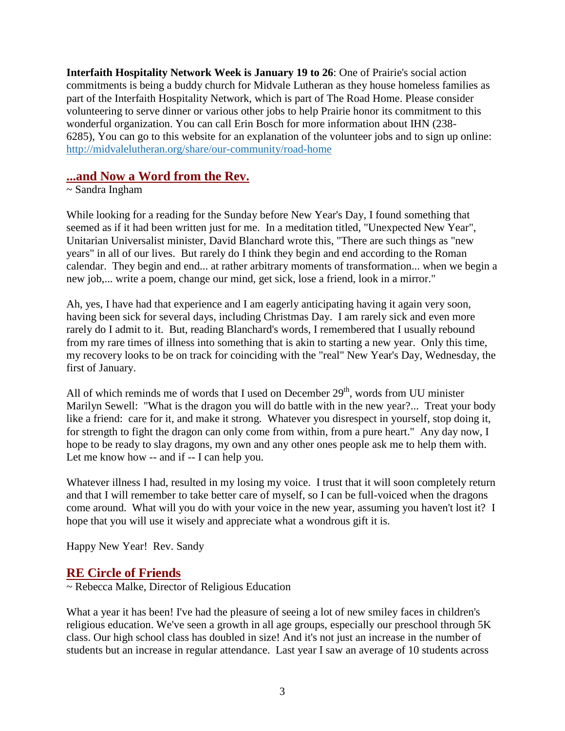**Interfaith Hospitality Network Week is January 19 to 26**: One of Prairie's social action commitments is being a buddy church for Midvale Lutheran as they house homeless families as part of the Interfaith Hospitality Network, which is part of The Road Home. Please consider volunteering to serve dinner or various other jobs to help Prairie honor its commitment to this wonderful organization. You can call Erin Bosch for more information about IHN (238-6285), You can go to this website for an explanation of the volunteer jobs and to sign up online: http://midvalelutheran.org/share/our-community/road-home

## ...and Now a Word from the Rev.

~ Sandra Ingham

While looking for a reading for the Sunday before New Year's Day, I found something that seemed as if it had been written just for me. In a meditation titled, "Unexpected New Year", Unitarian Universalist minister, David Blanchard wrote this, "There are such things as "new years" in all of our lives. But rarely do I think they begin and end according to the Roman calendar. They begin and end... at rather arbitrary moments of transformation... when we begin a new job,... write a poem, change our mind, get sick, lose a friend, look in a mirror."

Ah, yes, I have had that experience and I am eagerly anticipating having it again very soon, having been sick for several days, including Christmas Day. I am rarely sick and even more rarely do I admit to it. But, reading Blanchard's words, I remembered that I usually rebound from my rare times of illness into something that is akin to starting a new year. Only this time, my recovery looks to be on track for coinciding with the "real" New Year's Day, Wednesday, the first of January.

All of which reminds me of words that I used on December 29th, words from UU minister Marilyn Sewell: "What is the dragon you will do battle with in the new year?... Treat your body like a friend: care for it, and make it strong. Whatever you disrespect in yourself, stop doing it, for strength to fight the dragon can only come from within, from a pure heart." Any day now, I hope to be ready to slay dragons, my own and any other ones people ask me to help them with. Let me know how -- and if -- I can help you.

Whatever illness I had, resulted in my losing my voice. I trust that it will soon completely return and that I will remember to take better care of myself, so I can be full-voiced when the dragons come around. What will you do with your voice in the new year, assuming you haven't lost it? I hope that you will use it wisely and appreciate what a wondrous gift it is.

Happy New Year! Rev. Sandy

## RE Circle of Friends

~ Rebecca Malke, Director of Religious Education

What a year it has been! I've had the pleasure of seeing a lot of new smiley faces in children's religious education. We've seen a growth in all age groups, especially our preschool through 5K class. Our high school class has doubled in size! And it's not just an increase in the number of students but an increase in regular attendance. Last year I saw an average of 10 students across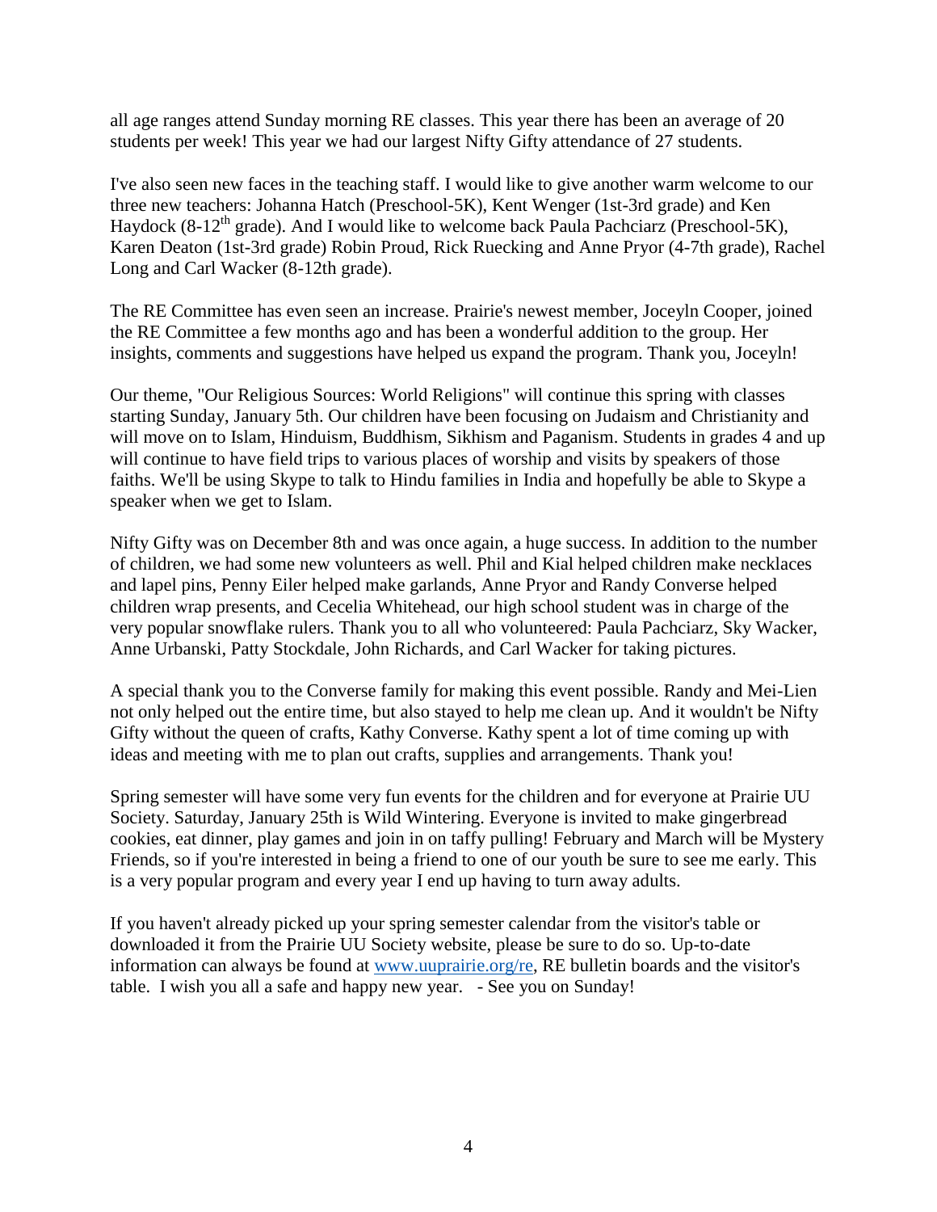all age ranges attend Sunday morning RE classes. This year there has been an average of 20 students per week! This year we had our largest Nifty Gifty attendance of 27 students.

I've also seen new faces in the teaching staff. I would like to give another warm welcome to our three new teachers: Johanna Hatch (Preschool-5K), Kent Wenger (1st-3rd grade) and Ken Haydock (8-12th grade). And I would like to welcome back Paula Pachciarz (Preschool-5K), Karen Deaton (1st-3rd grade) Robin Proud, Rick Ruecking and Anne Pryor (4-7th grade), Rachel Long and Carl Wacker (8-12th grade).

The RE Committee has even seen an increase. Prairie's newest member, Joceyln Cooper, joined the RE Committee a few months ago and has been a wonderful addition to the group. Her insights, comments and suggestions have helped us expand the program. Thank you, Joceyln!

Our theme, "Our Religious Sources: World Religions" will continue this spring with classes starting Sunday, January 5th. Our children have been focusing on Judaism and Christianity and will move on to Islam, Hinduism, Buddhism, Sikhism and Paganism. Students in grades 4 and up will continue to have field trips to various places of worship and visits by speakers of those faiths. We'll be using Skype to talk to Hindu families in India and hopefully be able to Skype a speaker when we get to Islam.

Nifty Gifty was on December 8th and was once again, a huge success. In addition to the number of children, we had some new volunteers as well. Phil and Kial helped children make necklaces and lapel pins, Penny Eiler helped make garlands, Anne Pryor and Randy Converse helped children wrap presents, and Cecelia Whitehead, our high school student was in charge of the very popular snowflake rulers. Thank you to all who volunteered: Paula Pachciarz, Sky Wacker, Anne Urbanski, Patty Stockdale, John Richards, and Carl Wacker for taking pictures.

A special thank you to the Converse family for making this event possible. Randy and Mei-Lien not only helped out the entire time, but also stayed to help me clean up. And it wouldn't be Nifty Gifty without the queen of crafts, Kathy Converse. Kathy spent a lot of time coming up with ideas and meeting with me to plan out crafts, supplies and arrangements. Thank you!

Spring semester will have some very fun events for the children and for everyone at Prairie UU Society. Saturday, January 25th is Wild Wintering. Everyone is invited to make gingerbread cookies, eat dinner, play games and join in on taffy pulling! February and March will be Mystery Friends, so if you're interested in being a friend to one of our youth be sure to see me early. This is a very popular program and every year I end up having to turn away adults.

If you haven't already picked up your spring semester calendar from the visitor's table or downloaded it from the Prairie UU Society website, please be sure to do so. Up-to-date information can always be found at www.uuprairie.org/re, RE bulletin boards and the visitor's table. I wish you all a safe and happy new year. - See you on Sunday!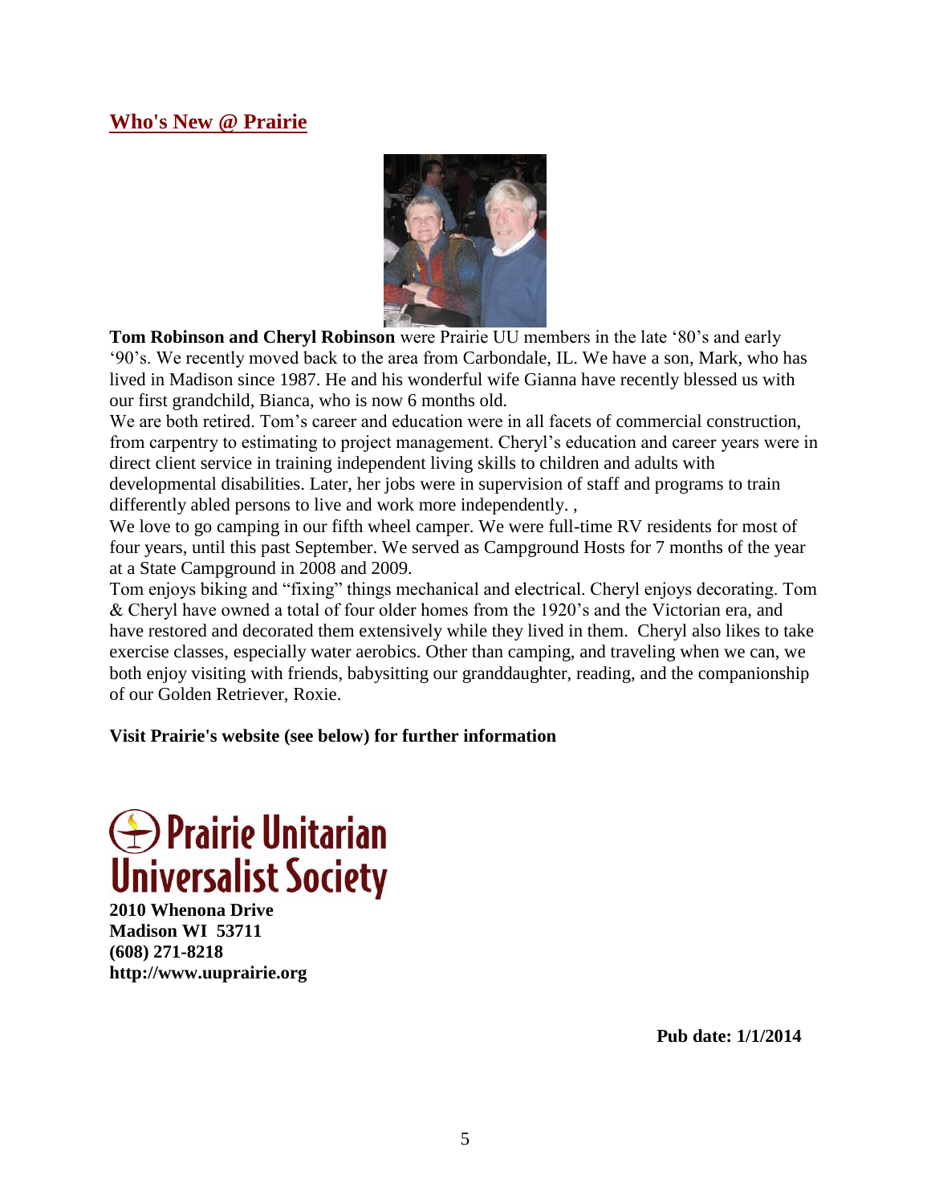## Who's New @ Prairie

**Tom Robinson and Cheryl Robinson** were Prairie UU members in the late '80's and early '90's. We recently moved back to the area from Carbondale, IL. We have a son, Mark, who has lived in Madison since 1987. He and his wonderful wife Gianna have recently blessed us with our first grandchild, Bianca, who is now 6 months old.

We are both retired. Tom's career and education were in all facets of commercial construction, from carpentry to estimating to project management. Cheryl's education and career years were in direct client service in training independent living skills to children and adults with developmental disabilities. Later, her jobs were in supervision of staff and programs to train differently abled persons to live and work more independently. ,

We love to go camping in our fifth wheel camper. We were full-time RV residents for most of four years, until this past September. We served as Campground Hosts for 7 months of the year at a State Campground in 2008 and 2009.

Tom enjoys biking and "fixing" things mechanical and electrical. Cheryl enjoys decorating. Tom & Cheryl have owned a total of four older homes from the 1920's and the Victorian era, and have restored and decorated them extensively while they lived in them. Cheryl also likes to take exercise classes, especially water aerobics. Other than camping, and traveling when we can, we both enjoy visiting with friends, babysitting our granddaughter, reading, and the companionship of our Golden Retriever, Roxie.

**Visit Prairie's website (see below) for further information**

**Prairie Unitarian Universalist Society**

**2010 Whenona Drive**
**Madison WI 53711**
**(608) 271-8218**
**http://www.uuprairie.org**

**Pub date: 1/1/2014**